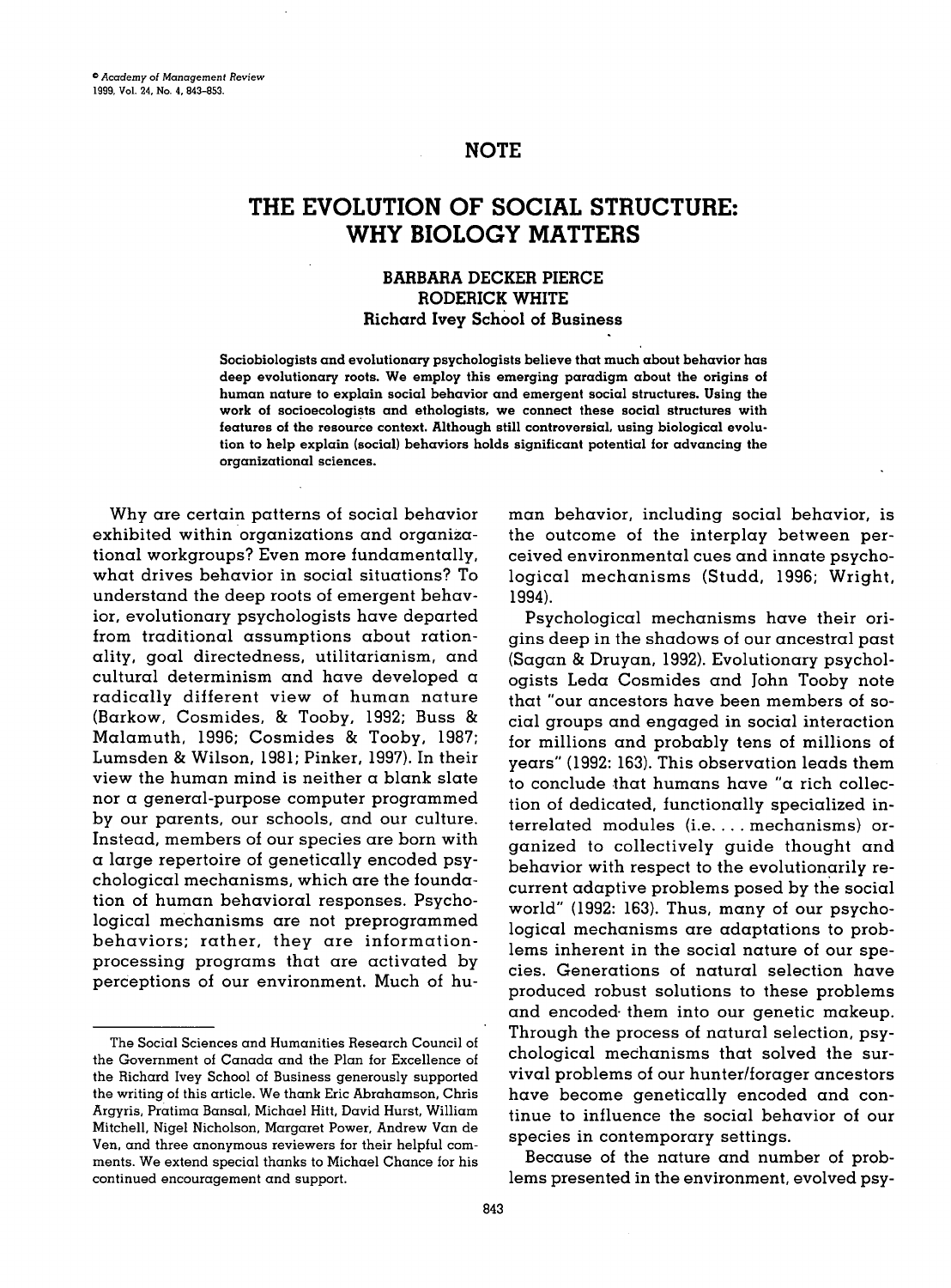NOTE

# THE EVOLUTION OF SOCIAL STRUCTURE: WHY BIOLOGY MATTERS

**BARBARA DECKER PIERCE**
**RODERICK WHITE**
**Richard Ivey School of Business**

**Sociobiologists and evolutionary psychologists believe that much about behavior has deep evolutionary roots. We employ this emerging paradigm about the origins of human nature to explain social behavior and emergent social structures. Using the work of socioecologists and ethologists, we connect these social structures with features of the resource context. Although still controversial, using biological evolution to help explain (social) behaviors holds significant potential for advancing the organizational sciences.**

Why are certain patterns of social behavior exhibited within organizations and organizational workgroups? Even more fundamentally, what drives behavior in social situations? To understand the deep roots of emergent behavior, evolutionary psychologists have departed from traditional assumptions about rationality, goal directedness, utilitarianism, and cultural determinism and have developed a radically different view of human nature (Barkow, Cosmides, & Tooby, 1992; Buss & Malamuth, 1996; Cosmides & Tooby, 1987; Lumsden & Wilson, 1981; Pinker, 1997). In their view the human mind is neither a blank slate nor a general-purpose computer programmed by our parents, our schools, and our culture. Instead, members of our species are born with a large repertoire of genetically encoded psychological mechanisms, which are the foundation of human behavioral responses. Psychological mechanisms are not preprogrammed behaviors; rather, they are information-processing programs that are activated by perceptions of our environment. Much of human behavior, including social behavior, is the outcome of the interplay between perceived environmental cues and innate psychological mechanisms (Studd, 1996; Wright, 1994).

Psychological mechanisms have their origins deep in the shadows of our ancestral past (Sagan & Druyan, 1992). Evolutionary psychologists Leda Cosmides and John Tooby note that "our ancestors have been members of social groups and engaged in social interaction for millions and probably tens of millions of years" (1992: 163). This observation leads them to conclude that humans have "a rich collection of dedicated, functionally specialized interrelated modules (i.e. . . . mechanisms) organized to collectively guide thought and behavior with respect to the evolutionarily recurrent adaptive problems posed by the social world" (1992: 163). Thus, many of our psychological mechanisms are adaptations to problems inherent in the social nature of our species. Generations of natural selection have produced robust solutions to these problems and encoded them into our genetic makeup. Through the process of natural selection, psychological mechanisms that solved the survival problems of our hunter/forager ancestors have become genetically encoded and continue to influence the social behavior of our species in contemporary settings.

Because of the nature and number of problems presented in the environment, evolved psy-

---

The Social Sciences and Humanities Research Council of the Government of Canada and the Plan for Excellence of the Richard Ivey School of Business generously supported the writing of this article. We thank Eric Abrahamson, Chris Argyris, Pratima Bansal, Michael Hitt, David Hurst, William Mitchell, Nigel Nicholson, Margaret Power, Andrew Van de Ven, and three anonymous reviewers for their helpful comments. We extend special thanks to Michael Chance for his continued encouragement and support.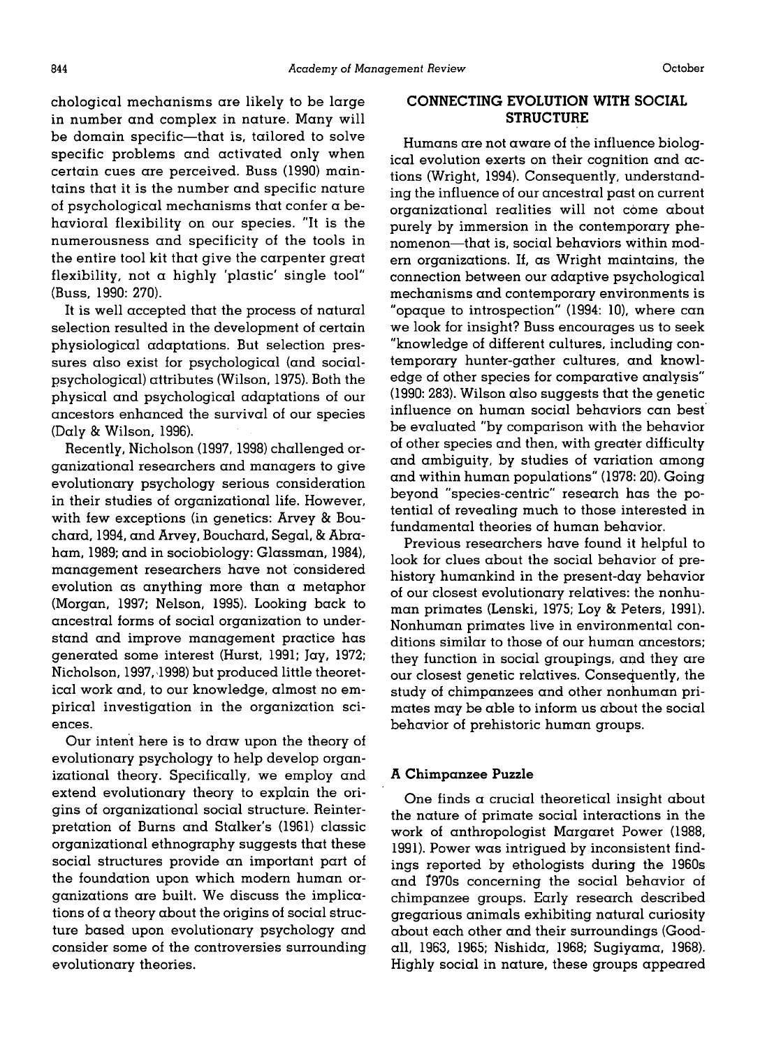chological mechanisms are likely to be large in number and complex in nature. Many will be domain specific—that is, tailored to solve specific problems and activated only when certain cues are perceived. Buss (1990) maintains that it is the number and specific nature of psychological mechanisms that confer a behavioral flexibility on our species. "It is the numerousness and specificity of the tools in the entire tool kit that give the carpenter great flexibility, not a highly 'plastic' single tool" (Buss, 1990: 270).

It is well accepted that the process of natural selection resulted in the development of certain physiological adaptations. But selection pressures also exist for psychological (and social-psychological) attributes (Wilson, 1975). Both the physical and psychological adaptations of our ancestors enhanced the survival of our species (Daly & Wilson, 1996).

Recently, Nicholson (1997, 1998) challenged organizational researchers and managers to give evolutionary psychology serious consideration in their studies of organizational life. However, with few exceptions (in genetics: Arvey & Bouchard, 1994, and Arvey, Bouchard, Segal, & Abraham, 1989; and in sociobiology: Glassman, 1984), management researchers have not considered evolution as anything more than a metaphor (Morgan, 1997; Nelson, 1995). Looking back to ancestral forms of social organization to understand and improve management practice has generated some interest (Hurst, 1991; Jay, 1972; Nicholson, 1997, 1998) but produced little theoretical work and, to our knowledge, almost no empirical investigation in the organization sciences.

Our intent here is to draw upon the theory of evolutionary psychology to help develop organizational theory. Specifically, we employ and extend evolutionary theory to explain the origins of organizational social structure. Reinterpretation of Burns and Stalker's (1961) classic organizational ethnography suggests that these social structures provide an important part of the foundation upon which modern human organizations are built. We discuss the implications of a theory about the origins of social structure based upon evolutionary psychology and consider some of the controversies surrounding evolutionary theories.

## CONNECTING EVOLUTION WITH SOCIAL STRUCTURE

Humans are not aware of the influence biological evolution exerts on their cognition and actions (Wright, 1994). Consequently, understanding the influence of our ancestral past on current organizational realities will not come about purely by immersion in the contemporary phenomenon—that is, social behaviors within modern organizations. If, as Wright maintains, the connection between our adaptive psychological mechanisms and contemporary environments is "opaque to introspection" (1994: 10), where can we look for insight? Buss encourages us to seek "knowledge of different cultures, including contemporary hunter-gather cultures, and knowledge of other species for comparative analysis" (1990: 283). Wilson also suggests that the genetic influence on human social behaviors can best be evaluated "by comparison with the behavior of other species and then, with greater difficulty and ambiguity, by studies of variation among and within human populations" (1978: 20). Going beyond "species-centric" research has the potential of revealing much to those interested in fundamental theories of human behavior.

Previous researchers have found it helpful to look for clues about the social behavior of prehistory humankind in the present-day behavior of our closest evolutionary relatives: the nonhuman primates (Lenski, 1975; Loy & Peters, 1991). Nonhuman primates live in environmental conditions similar to those of our human ancestors; they function in social groupings, and they are our closest genetic relatives. Consequently, the study of chimpanzees and other nonhuman primates may be able to inform us about the social behavior of prehistoric human groups.

### A Chimpanzee Puzzle

One finds a crucial theoretical insight about the nature of primate social interactions in the work of anthropologist Margaret Power (1988, 1991). Power was intrigued by inconsistent findings reported by ethologists during the 1960s and 1970s concerning the social behavior of chimpanzee groups. Early research described gregarious animals exhibiting natural curiosity about each other and their surroundings (Goodall, 1963, 1965; Nishida, 1968; Sugiyama, 1968). Highly social in nature, these groups appeared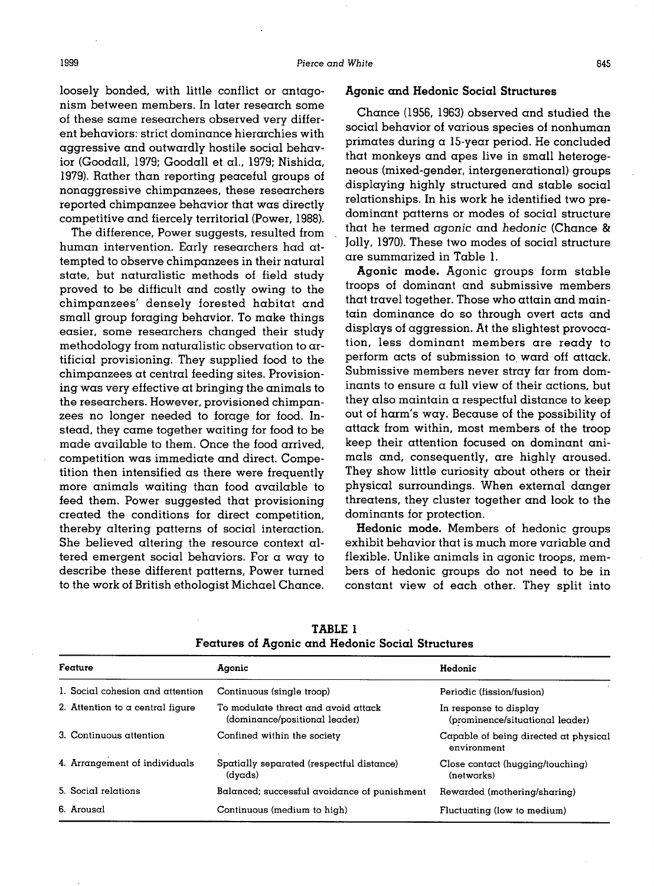loosely bonded, with little conflict or antagonism between members. In later research some of these same researchers observed very different behaviors: strict dominance hierarchies with aggressive and outwardly hostile social behavior (Goodall, 1979; Goodall et al., 1979; Nishida, 1979). Rather than reporting peaceful groups of nonaggressive chimpanzees, these researchers reported chimpanzee behavior that was directly competitive and fiercely territorial (Power, 1988).

The difference, Power suggests, resulted from human intervention. Early researchers had attempted to observe chimpanzees in their natural state, but naturalistic methods of field study proved to be difficult and costly owing to the chimpanzees' densely forested habitat and small group foraging behavior. To make things easier, some researchers changed their study methodology from naturalistic observation to artificial provisioning. They supplied food to the chimpanzees at central feeding sites. Provisioning was very effective at bringing the animals to the researchers. However, provisioned chimpanzees no longer needed to forage for food. Instead, they came together waiting for food to be made available to them. Once the food arrived, competition was immediate and direct. Competition then intensified as there were frequently more animals waiting than food available to feed them. Power suggested that provisioning created the conditions for direct competition, thereby altering patterns of social interaction. She believed altering the resource context altered emergent social behaviors. For a way to describe these different patterns, Power turned to the work of British ethologist Michael Chance.

### Agonic and Hedonic Social Structures

Chance (1956, 1963) observed and studied the social behavior of various species of nonhuman primates during a 15-year period. He concluded that monkeys and apes live in small heterogeneous (mixed-gender, intergenerational) groups displaying highly structured and stable social relationships. In his work he identified two predominant patterns or modes of social structure that he termed *agonic* and *hedonic* (Chance & Jolly, 1970). These two modes of social structure are summarized in Table 1.

**Agonic mode.** Agonic groups form stable troops of dominant and submissive members that travel together. Those who attain and maintain dominance do so through overt acts and displays of aggression. At the slightest provocation, less dominant members are ready to perform acts of submission to ward off attack. Submissive members never stray far from dominants to ensure a full view of their actions, but they also maintain a respectful distance to keep out of harm's way. Because of the possibility of attack from within, most members of the troop keep their attention focused on dominant animals and, consequently, are highly aroused. They show little curiosity about others or their physical surroundings. When external danger threatens, they cluster together and look to the dominants for protection.

**Hedonic mode.** Members of hedonic groups exhibit behavior that is much more variable and flexible. Unlike animals in agonic troops, members of hedonic groups do not need to be in constant view of each other. They split into

**TABLE 1**
**Features of Agonic and Hedonic Social Structures**

| Feature | Agonic | Hedonic |
|---|---|---|
| 1. Social cohesion and attention | Continuous (single troop) | Periodic (fission/fusion) |
| 2. Attention to a central figure | To modulate threat and avoid attack (dominance/positional leader) | In response to display (prominence/situational leader) |
| 3. Continuous attention | Confined within the society | Capable of being directed at physical environment |
| 4. Arrangement of individuals | Spatially separated (respectful distance) (dyads) | Close contact (hugging/touching) (networks) |
| 5. Social relations | Balanced; successful avoidance of punishment | Rewarded (mothering/sharing) |
| 6. Arousal | Continuous (medium to high) | Fluctuating (low to medium) |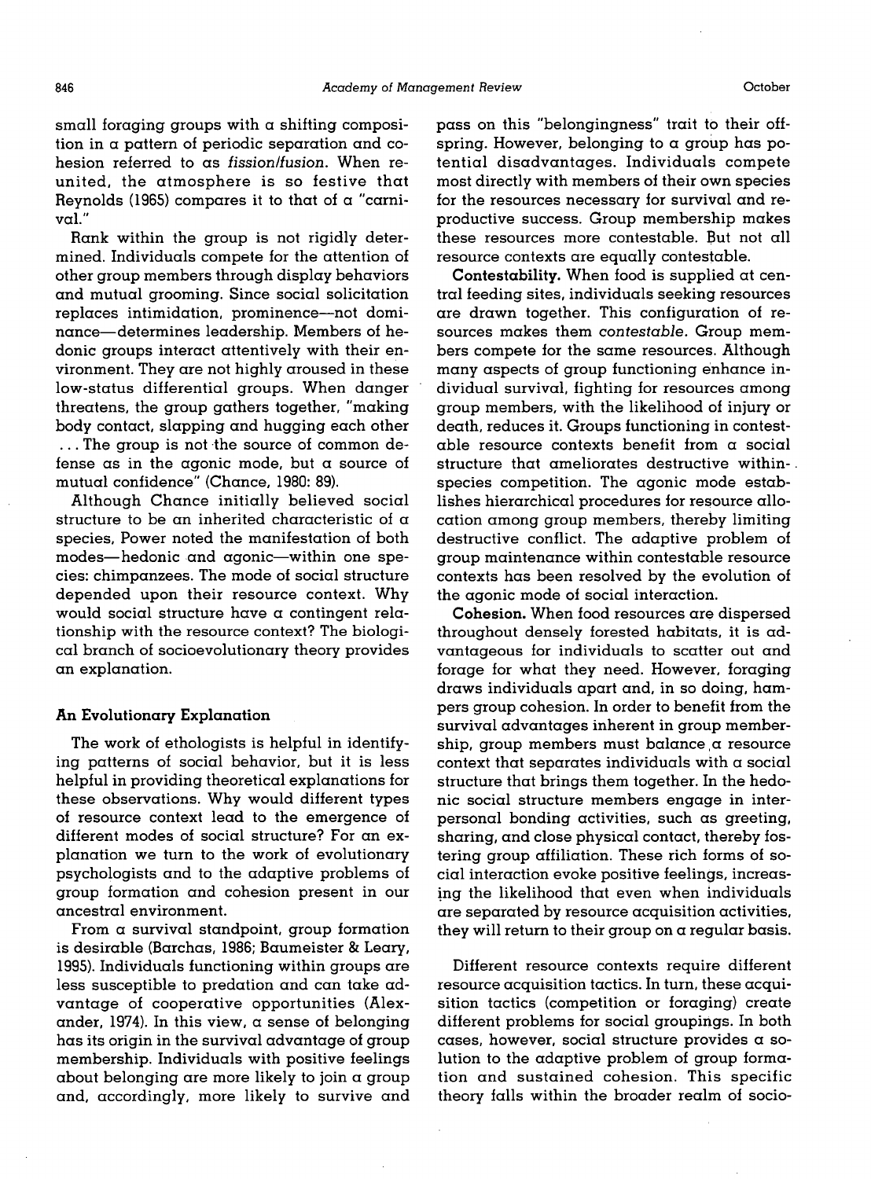small foraging groups with a shifting composition in a pattern of periodic separation and cohesion referred to as *fission/fusion*. When reunited, the atmosphere is so festive that Reynolds (1965) compares it to that of a "carnival."

Rank within the group is not rigidly determined. Individuals compete for the attention of other group members through display behaviors and mutual grooming. Since social solicitation replaces intimidation, prominence—not dominance—determines leadership. Members of hedonic groups interact attentively with their environment. They are not highly aroused in these low-status differential groups. When danger threatens, the group gathers together, "making body contact, slapping and hugging each other . . . The group is not the source of common defense as in the agonic mode, but a source of mutual confidence" (Chance, 1980: 89).

Although Chance initially believed social structure to be an inherited characteristic of a species, Power noted the manifestation of both modes—hedonic and agonic—within one species: chimpanzees. The mode of social structure depended upon their resource context. Why would social structure have a contingent relationship with the resource context? The biological branch of socioevolutionary theory provides an explanation.

## An Evolutionary Explanation

The work of ethologists is helpful in identifying patterns of social behavior, but it is less helpful in providing theoretical explanations for these observations. Why would different types of resource context lead to the emergence of different modes of social structure? For an explanation we turn to the work of evolutionary psychologists and to the adaptive problems of group formation and cohesion present in our ancestral environment.

From a survival standpoint, group formation is desirable (Barchas, 1986; Baumeister & Leary, 1995). Individuals functioning within groups are less susceptible to predation and can take advantage of cooperative opportunities (Alexander, 1974). In this view, a sense of belonging has its origin in the survival advantage of group membership. Individuals with positive feelings about belonging are more likely to join a group and, accordingly, more likely to survive and pass on this "belongingness" trait to their offspring. However, belonging to a group has potential disadvantages. Individuals compete most directly with members of their own species for the resources necessary for survival and reproductive success. Group membership makes these resources more contestable. But not all resource contexts are equally contestable.

**Contestability.** When food is supplied at central feeding sites, individuals seeking resources are drawn together. This configuration of resources makes them *contestable*. Group members compete for the same resources. Although many aspects of group functioning enhance individual survival, fighting for resources among group members, with the likelihood of injury or death, reduces it. Groups functioning in contestable resource contexts benefit from a social structure that ameliorates destructive within-species competition. The agonic mode establishes hierarchical procedures for resource allocation among group members, thereby limiting destructive conflict. The adaptive problem of group maintenance within contestable resource contexts has been resolved by the evolution of the agonic mode of social interaction.

**Cohesion.** When food resources are dispersed throughout densely forested habitats, it is advantageous for individuals to scatter out and forage for what they need. However, foraging draws individuals apart and, in so doing, hampers group cohesion. In order to benefit from the survival advantages inherent in group membership, group members must balance a resource context that separates individuals with a social structure that brings them together. In the hedonic social structure members engage in interpersonal bonding activities, such as greeting, sharing, and close physical contact, thereby fostering group affiliation. These rich forms of social interaction evoke positive feelings, increasing the likelihood that even when individuals are separated by resource acquisition activities, they will return to their group on a regular basis.

Different resource contexts require different resource acquisition tactics. In turn, these acquisition tactics (competition or foraging) create different problems for social groupings. In both cases, however, social structure provides a solution to the adaptive problem of group formation and sustained cohesion. This specific theory falls within the broader realm of socio-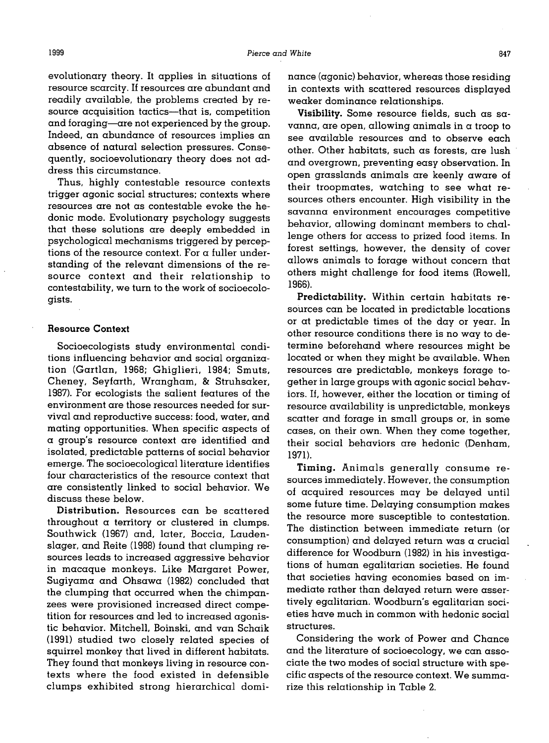evolutionary theory. It applies in situations of resource scarcity. If resources are abundant and readily available, the problems created by resource acquisition tactics—that is, competition and foraging—are not experienced by the group. Indeed, an abundance of resources implies an absence of natural selection pressures. Consequently, socioevolutionary theory does not address this circumstance.

Thus, highly contestable resource contexts trigger agonic social structures; contexts where resources are not as contestable evoke the hedonic mode. Evolutionary psychology suggests that these solutions are deeply embedded in psychological mechanisms triggered by perceptions of the resource context. For a fuller understanding of the relevant dimensions of the resource context and their relationship to contestability, we turn to the work of socioecologists.

### Resource Context

Socioecologists study environmental conditions influencing behavior and social organization (Gartlan, 1968; Ghiglieri, 1984; Smuts, Cheney, Seyfarth, Wrangham, & Struhsaker, 1987). For ecologists the salient features of the environment are those resources needed for survival and reproductive success: food, water, and mating opportunities. When specific aspects of a group's resource context are identified and isolated, predictable patterns of social behavior emerge. The socioecological literature identifies four characteristics of the resource context that are consistently linked to social behavior. We discuss these below.

**Distribution.** Resources can be scattered throughout a territory or clustered in clumps. Southwick (1967) and, later, Boccia, Laudenslager, and Reite (1988) found that clumping resources leads to increased aggressive behavior in macaque monkeys. Like Margaret Power, Sugiyama and Ohsawa (1982) concluded that the clumping that occurred when the chimpanzees were provisioned increased direct competition for resources and led to increased agonistic behavior. Mitchell, Boinski, and van Schaik (1991) studied two closely related species of squirrel monkey that lived in different habitats. They found that monkeys living in resource contexts where the food existed in defensible clumps exhibited strong hierarchical dominance (agonic) behavior, whereas those residing in contexts with scattered resources displayed weaker dominance relationships.

**Visibility.** Some resource fields, such as savanna, are open, allowing animals in a troop to see available resources and to observe each other. Other habitats, such as forests, are lush and overgrown, preventing easy observation. In open grasslands animals are keenly aware of their troopmates, watching to see what resources others encounter. High visibility in the savanna environment encourages competitive behavior, allowing dominant members to challenge others for access to prized food items. In forest settings, however, the density of cover allows animals to forage without concern that others might challenge for food items (Rowell, 1966).

**Predictability.** Within certain habitats resources can be located in predictable locations or at predictable times of the day or year. In other resource conditions there is no way to determine beforehand where resources might be located or when they might be available. When resources are predictable, monkeys forage together in large groups with agonic social behaviors. If, however, either the location or timing of resource availability is unpredictable, monkeys scatter and forage in small groups or, in some cases, on their own. When they come together, their social behaviors are hedonic (Denham, 1971).

**Timing.** Animals generally consume resources immediately. However, the consumption of acquired resources may be delayed until some future time. Delaying consumption makes the resource more susceptible to contestation. The distinction between immediate return (or consumption) and delayed return was a crucial difference for Woodburn (1982) in his investigations of human egalitarian societies. He found that societies having economies based on immediate rather than delayed return were assertively egalitarian. Woodburn's egalitarian societies have much in common with hedonic social structures.

Considering the work of Power and Chance and the literature of socioecology, we can associate the two modes of social structure with specific aspects of the resource context. We summarize this relationship in Table 2.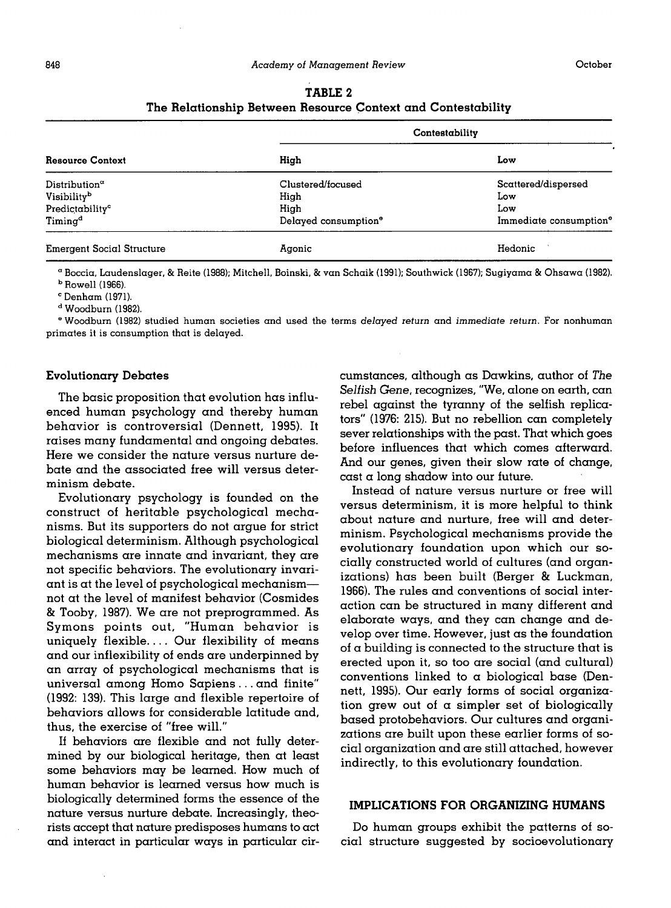**TABLE 2**
**The Relationship Between Resource Context and Contestability**

| Resource Context | Contestability | |
|---|---|---|
| | High | Low |
| Distribution[a] | Clustered/focused | Scattered/dispersed |
| Visibility[b] | High | Low |
| Predictability[c] | High | Low |
| Timing[d] | Delayed consumption[e] | Immediate consumption[e] |
| Emergent Social Structure | Agonic | Hedonic |

[a] Boccia, Laudenslager, & Reite (1988); Mitchell, Boinski, & van Schaik (1991); Southwick (1967); Sugiyama & Ohsawa (1982).
[b] Rowell (1966).
[c] Denham (1971).
[d] Woodburn (1982).
[e] Woodburn (1982) studied human societies and used the terms *delayed return* and *immediate return*. For nonhuman primates it is consumption that is delayed.

### Evolutionary Debates

The basic proposition that evolution has influenced human psychology and thereby human behavior is controversial (Dennett, 1995). It raises many fundamental and ongoing debates. Here we consider the nature versus nurture debate and the associated free will versus determinism debate.

Evolutionary psychology is founded on the construct of heritable psychological mechanisms. But its supporters do not argue for strict biological determinism. Although psychological mechanisms are innate and invariant, they are not specific behaviors. The evolutionary invariant is at the level of psychological mechanism—not at the level of manifest behavior (Cosmides & Tooby, 1987). We are not preprogrammed. As Symons points out, "Human behavior is uniquely flexible. . . . Our flexibility of means and our inflexibility of ends are underpinned by an array of psychological mechanisms that is universal among Homo Sapiens . . . and finite" (1992: 139). This large and flexible repertoire of behaviors allows for considerable latitude and, thus, the exercise of "free will."

If behaviors are flexible and not fully determined by our biological heritage, then at least some behaviors may be learned. How much of human behavior is learned versus how much is biologically determined forms the essence of the nature versus nurture debate. Increasingly, theorists accept that nature predisposes humans to act and interact in particular ways in particular circumstances, although as Dawkins, author of *The Selfish Gene*, recognizes, "We, alone on earth, can rebel against the tyranny of the selfish replicators" (1976: 215). But no rebellion can completely sever relationships with the past. That which goes before influences that which comes afterward. And our genes, given their slow rate of change, cast a long shadow into our future.

Instead of nature versus nurture or free will versus determinism, it is more helpful to think about nature and nurture, free will and determinism. Psychological mechanisms provide the evolutionary foundation upon which our socially constructed world of cultures (and organizations) has been built (Berger & Luckman, 1966). The rules and conventions of social interaction can be structured in many different and elaborate ways, and they can change and develop over time. However, just as the foundation of a building is connected to the structure that is erected upon it, so too are social (and cultural) conventions linked to a biological base (Dennett, 1995). Our early forms of social organization grew out of a simpler set of biologically based protobehaviors. Our cultures and organizations are built upon these earlier forms of social organization and are still attached, however indirectly, to this evolutionary foundation.

## IMPLICATIONS FOR ORGANIZING HUMANS

Do human groups exhibit the patterns of social structure suggested by socioevolutionary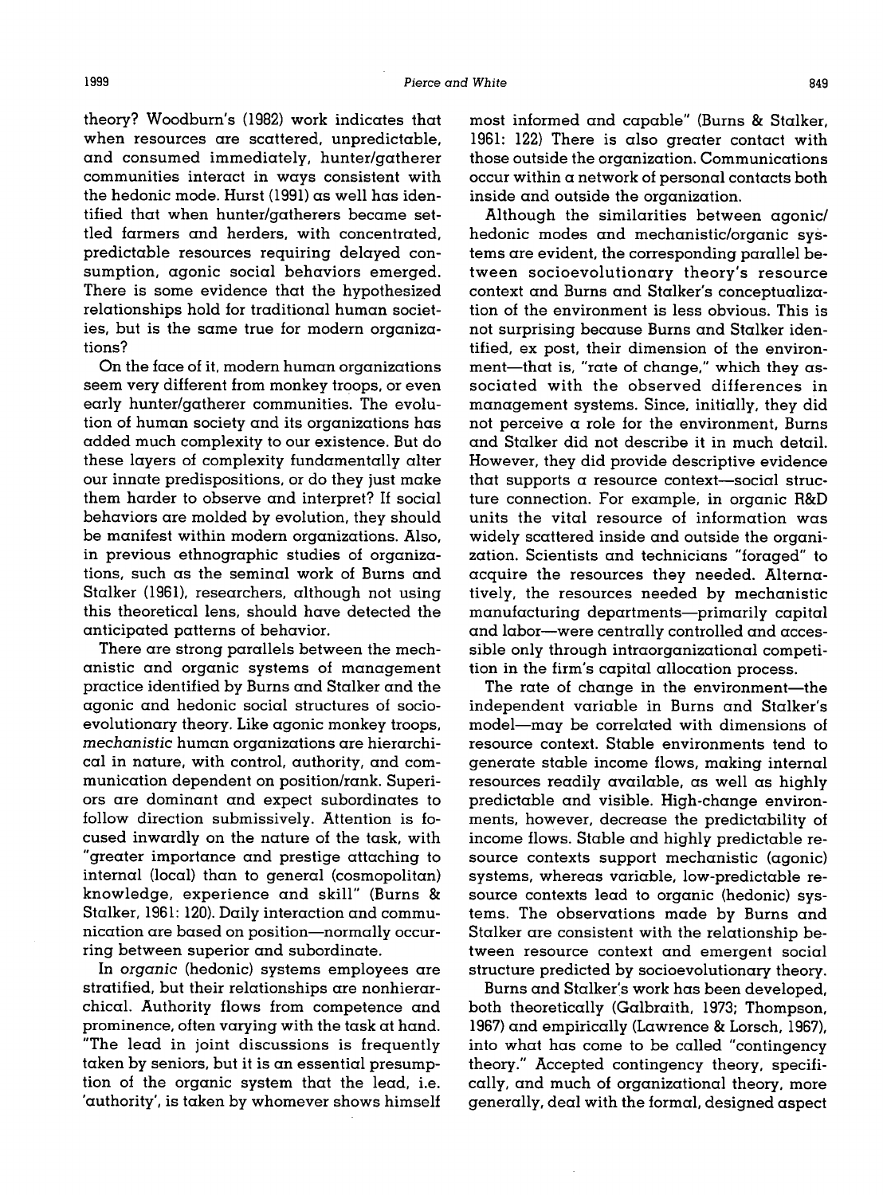theory? Woodburn's (1982) work indicates that when resources are scattered, unpredictable, and consumed immediately, hunter/gatherer communities interact in ways consistent with the hedonic mode. Hurst (1991) as well has identified that when hunter/gatherers became settled farmers and herders, with concentrated, predictable resources requiring delayed consumption, agonic social behaviors emerged. There is some evidence that the hypothesized relationships hold for traditional human societies, but is the same true for modern organizations?

On the face of it, modern human organizations seem very different from monkey troops, or even early hunter/gatherer communities. The evolution of human society and its organizations has added much complexity to our existence. But do these layers of complexity fundamentally alter our innate predispositions, or do they just make them harder to observe and interpret? If social behaviors are molded by evolution, they should be manifest within modern organizations. Also, in previous ethnographic studies of organizations, such as the seminal work of Burns and Stalker (1961), researchers, although not using this theoretical lens, should have detected the anticipated patterns of behavior.

There are strong parallels between the mechanistic and organic systems of management practice identified by Burns and Stalker and the agonic and hedonic social structures of socioevolutionary theory. Like agonic monkey troops, *mechanistic* human organizations are hierarchical in nature, with control, authority, and communication dependent on position/rank. Superiors are dominant and expect subordinates to follow direction submissively. Attention is focused inwardly on the nature of the task, with "greater importance and prestige attaching to internal (local) than to general (cosmopolitan) knowledge, experience and skill" (Burns & Stalker, 1961: 120). Daily interaction and communication are based on position—normally occurring between superior and subordinate.

In *organic* (hedonic) systems employees are stratified, but their relationships are nonhierarchical. Authority flows from competence and prominence, often varying with the task at hand. "The lead in joint discussions is frequently taken by seniors, but it is an essential presumption of the organic system that the lead, i.e. 'authority', is taken by whomever shows himself most informed and capable" (Burns & Stalker, 1961: 122) There is also greater contact with those outside the organization. Communications occur within a network of personal contacts both inside and outside the organization.

Although the similarities between agonic/hedonic modes and mechanistic/organic systems are evident, the corresponding parallel between socioevolutionary theory's resource context and Burns and Stalker's conceptualization of the environment is less obvious. This is not surprising because Burns and Stalker identified, ex post, their dimension of the environment—that is, "rate of change," which they associated with the observed differences in management systems. Since, initially, they did not perceive a role for the environment, Burns and Stalker did not describe it in much detail. However, they did provide descriptive evidence that supports a resource context—social structure connection. For example, in organic R&D units the vital resource of information was widely scattered inside and outside the organization. Scientists and technicians "foraged" to acquire the resources they needed. Alternatively, the resources needed by mechanistic manufacturing departments—primarily capital and labor—were centrally controlled and accessible only through intraorganizational competition in the firm's capital allocation process.

The rate of change in the environment—the independent variable in Burns and Stalker's model—may be correlated with dimensions of resource context. Stable environments tend to generate stable income flows, making internal resources readily available, as well as highly predictable and visible. High-change environments, however, decrease the predictability of income flows. Stable and highly predictable resource contexts support mechanistic (agonic) systems, whereas variable, low-predictable resource contexts lead to organic (hedonic) systems. The observations made by Burns and Stalker are consistent with the relationship between resource context and emergent social structure predicted by socioevolutionary theory.

Burns and Stalker's work has been developed, both theoretically (Galbraith, 1973; Thompson, 1967) and empirically (Lawrence & Lorsch, 1967), into what has come to be called "contingency theory." Accepted contingency theory, specifically, and much of organizational theory, more generally, deal with the formal, designed aspect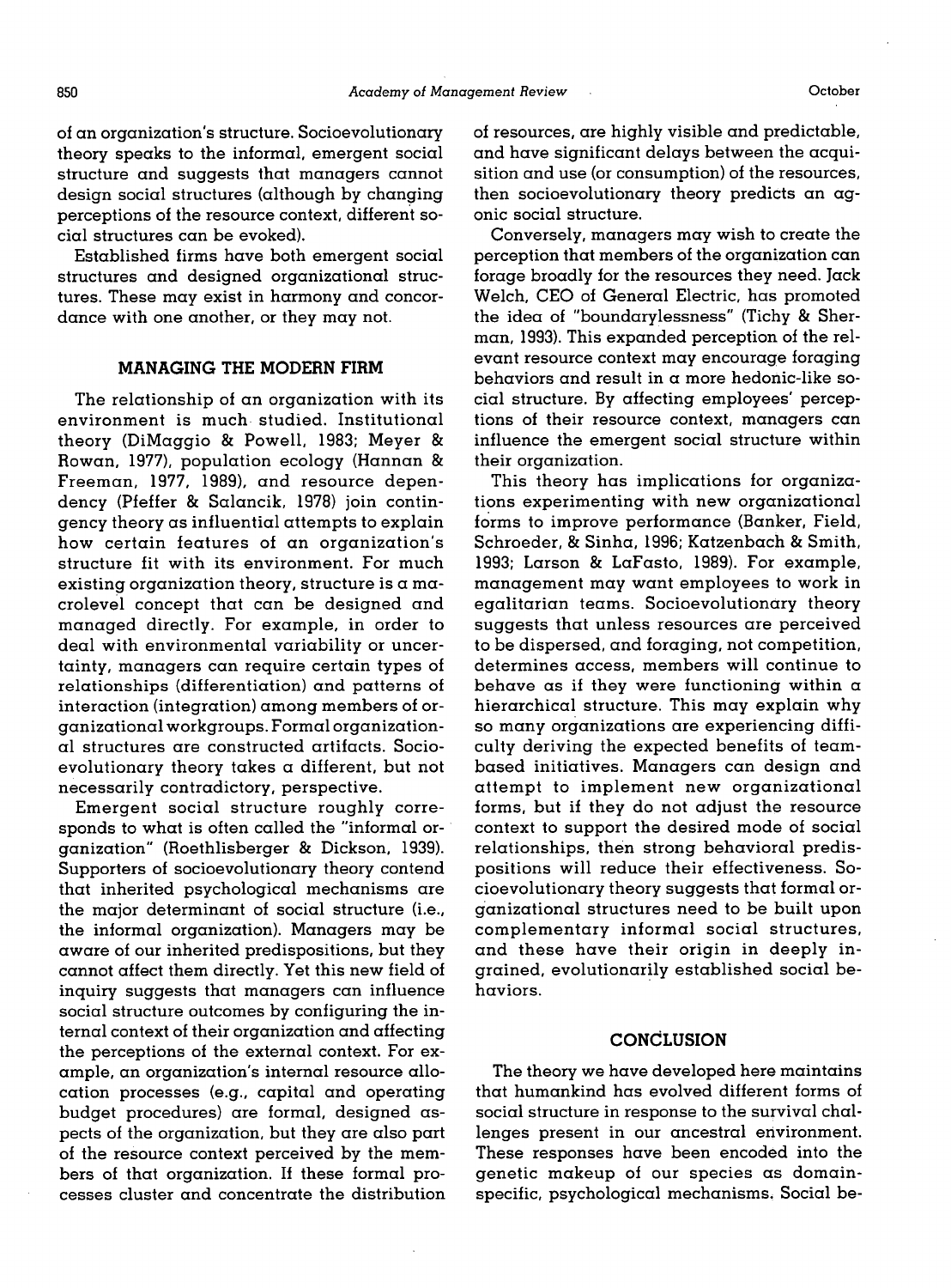of an organization's structure. Socioevolutionary theory speaks to the informal, emergent social structure and suggests that managers cannot design social structures (although by changing perceptions of the resource context, different social structures can be evoked).

Established firms have both emergent social structures and designed organizational structures. These may exist in harmony and concordance with one another, or they may not.

## MANAGING THE MODERN FIRM

The relationship of an organization with its environment is much studied. Institutional theory (DiMaggio & Powell, 1983; Meyer & Rowan, 1977), population ecology (Hannan & Freeman, 1977, 1989), and resource dependency (Pfeffer & Salancik, 1978) join contingency theory as influential attempts to explain how certain features of an organization's structure fit with its environment. For much existing organization theory, structure is a macrolevel concept that can be designed and managed directly. For example, in order to deal with environmental variability or uncertainty, managers can require certain types of relationships (differentiation) and patterns of interaction (integration) among members of organizational workgroups. Formal organizational structures are constructed artifacts. Socioevolutionary theory takes a different, but not necessarily contradictory, perspective.

Emergent social structure roughly corresponds to what is often called the "informal organization" (Roethlisberger & Dickson, 1939). Supporters of socioevolutionary theory contend that inherited psychological mechanisms are the major determinant of social structure (i.e., the informal organization). Managers may be aware of our inherited predispositions, but they cannot affect them directly. Yet this new field of inquiry suggests that managers can influence social structure outcomes by configuring the internal context of their organization and affecting the perceptions of the external context. For example, an organization's internal resource allocation processes (e.g., capital and operating budget procedures) are formal, designed aspects of the organization, but they are also part of the resource context perceived by the members of that organization. If these formal processes cluster and concentrate the distribution of resources, are highly visible and predictable, and have significant delays between the acquisition and use (or consumption) of the resources, then socioevolutionary theory predicts an agonic social structure.

Conversely, managers may wish to create the perception that members of the organization can forage broadly for the resources they need. Jack Welch, CEO of General Electric, has promoted the idea of "boundarylessness" (Tichy & Sherman, 1993). This expanded perception of the relevant resource context may encourage foraging behaviors and result in a more hedonic-like social structure. By affecting employees' perceptions of their resource context, managers can influence the emergent social structure within their organization.

This theory has implications for organizations experimenting with new organizational forms to improve performance (Banker, Field, Schroeder, & Sinha, 1996; Katzenbach & Smith, 1993; Larson & LaFasto, 1989). For example, management may want employees to work in egalitarian teams. Socioevolutionary theory suggests that unless resources are perceived to be dispersed, and foraging, not competition, determines access, members will continue to behave as if they were functioning within a hierarchical structure. This may explain why so many organizations are experiencing difficulty deriving the expected benefits of team-based initiatives. Managers can design and attempt to implement new organizational forms, but if they do not adjust the resource context to support the desired mode of social relationships, then strong behavioral predispositions will reduce their effectiveness. Socioevolutionary theory suggests that formal organizational structures need to be built upon complementary informal social structures, and these have their origin in deeply ingrained, evolutionarily established social behaviors.

## CONCLUSION

The theory we have developed here maintains that humankind has evolved different forms of social structure in response to the survival challenges present in our ancestral environment. These responses have been encoded into the genetic makeup of our species as domain-specific, psychological mechanisms. Social be-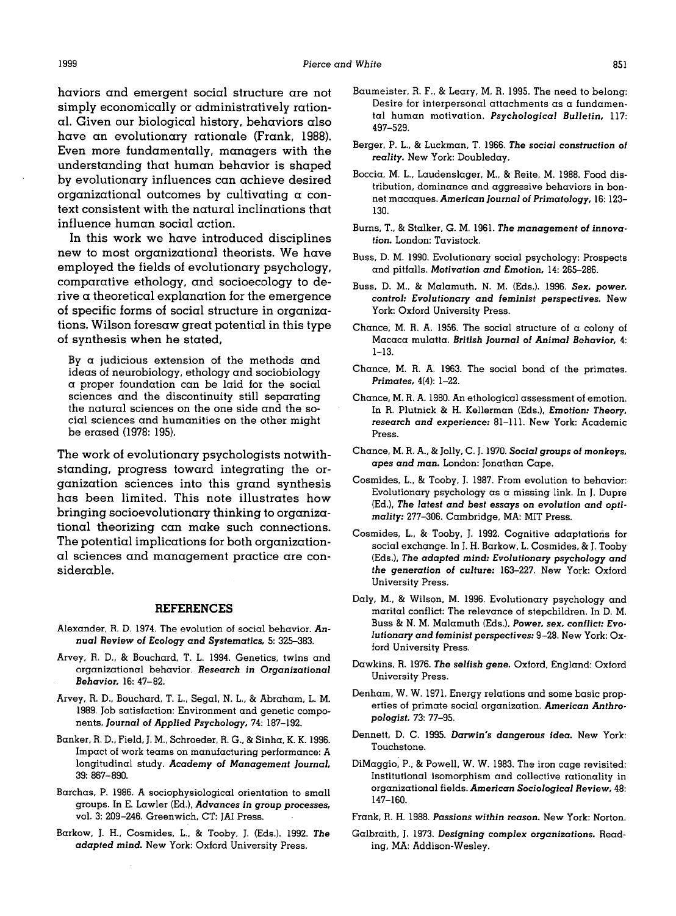haviors and emergent social structure are not simply economically or administratively rational. Given our biological history, behaviors also have an evolutionary rationale (Frank, 1988). Even more fundamentally, managers with the understanding that human behavior is shaped by evolutionary influences can achieve desired organizational outcomes by cultivating a context consistent with the natural inclinations that influence human social action.

In this work we have introduced disciplines new to most organizational theorists. We have employed the fields of evolutionary psychology, comparative ethology, and socioecology to derive a theoretical explanation for the emergence of specific forms of social structure in organizations. Wilson foresaw great potential in this type of synthesis when he stated,

> By a judicious extension of the methods and ideas of neurobiology, ethology and sociobiology a proper foundation can be laid for the social sciences and the discontinuity still separating the natural sciences on the one side and the social sciences and humanities on the other might be erased (1978: 195).

The work of evolutionary psychologists notwithstanding, progress toward integrating the organization sciences into this grand synthesis has been limited. This note illustrates how bringing socioevolutionary thinking to organizational theorizing can make such connections. The potential implications for both organizational sciences and management practice are considerable.

## REFERENCES

Alexander, R. D. 1974. The evolution of social behavior. ***Annual Review of Ecology and Systematics***, 5: 325–383.

Arvey, R. D., & Bouchard, T. L. 1994. Genetics, twins and organizational behavior. ***Research in Organizational Behavior***, 16: 47–82.

Arvey, R. D., Bouchard, T. L., Segal, N. L., & Abraham, L. M. 1989. Job satisfaction: Environment and genetic components. ***Journal of Applied Psychology***, 74: 187–192.

Banker, R. D., Field, J. M., Schroeder, R. G., & Sinha, K. K. 1996. Impact of work teams on manufacturing performance: A longitudinal study. ***Academy of Management Journal***, 39: 867–890.

Barchas, P. 1986. A sociophysiological orientation to small groups. In E. Lawler (Ed.), ***Advances in group processes***, vol. 3: 209–246. Greenwich, CT: JAI Press.

Barkow, J. H., Cosmides, L., & Tooby, J. (Eds.). 1992. ***The adapted mind***. New York: Oxford University Press.

Baumeister, R. F., & Leary, M. R. 1995. The need to belong: Desire for interpersonal attachments as a fundamental human motivation. ***Psychological Bulletin***, 117: 497–529.

Berger, P. L., & Luckman, T. 1966. ***The social construction of reality***. New York: Doubleday.

Boccia, M. L., Laudenslager, M., & Reite, M. 1988. Food distribution, dominance and aggressive behaviors in bonnet macaques. ***American Journal of Primatology***, 16: 123–130.

Burns, T., & Stalker, G. M. 1961. ***The management of innovation***. London: Tavistock.

Buss, D. M. 1990. Evolutionary social psychology: Prospects and pitfalls. ***Motivation and Emotion***, 14: 265–286.

Buss, D. M., & Malamuth, N. M. (Eds.). 1996. ***Sex, power, control: Evolutionary and feminist perspectives***. New York: Oxford University Press.

Chance, M. R. A. 1956. The social structure of a colony of Macaca mulatta. ***British Journal of Animal Behavior***, 4: 1–13.

Chance, M. R. A. 1963. The social bond of the primates. ***Primates***, 4(4): 1–22.

Chance, M. R. A. 1980. An ethological assessment of emotion. In R. Plutnick & H. Kellerman (Eds.), ***Emotion: Theory, research and experience***: 81–111. New York: Academic Press.

Chance, M. R. A., & Jolly, C. J. 1970. ***Social groups of monkeys, apes and man***. London: Jonathan Cape.

Cosmides, L., & Tooby, J. 1987. From evolution to behavior: Evolutionary psychology as a missing link. In J. Dupre (Ed.), ***The latest and best essays on evolution and optimality***: 277–306. Cambridge, MA: MIT Press.

Cosmides, L., & Tooby, J. 1992. Cognitive adaptations for social exchange. In J. H. Barkow, L. Cosmides, & J. Tooby (Eds.), ***The adapted mind: Evolutionary psychology and the generation of culture***: 163–227. New York: Oxford University Press.

Daly, M., & Wilson, M. 1996. Evolutionary psychology and marital conflict: The relevance of stepchildren. In D. M. Buss & N. M. Malamuth (Eds.), ***Power, sex, conflict: Evolutionary and feminist perspectives***: 9–28. New York: Oxford University Press.

Dawkins, R. 1976. ***The selfish gene***. Oxford, England: Oxford University Press.

Denham, W. W. 1971. Energy relations and some basic properties of primate social organization. ***American Anthropologist***, 73: 77–95.

Dennett, D. C. 1995. ***Darwin's dangerous idea***. New York: Touchstone.

DiMaggio, P., & Powell, W. W. 1983. The iron cage revisited: Institutional isomorphism and collective rationality in organizational fields. ***American Sociological Review***, 48: 147–160.

Frank, R. H. 1988. ***Passions within reason***. New York: Norton.

Galbraith, J. 1973. ***Designing complex organizations***. Reading, MA: Addison-Wesley.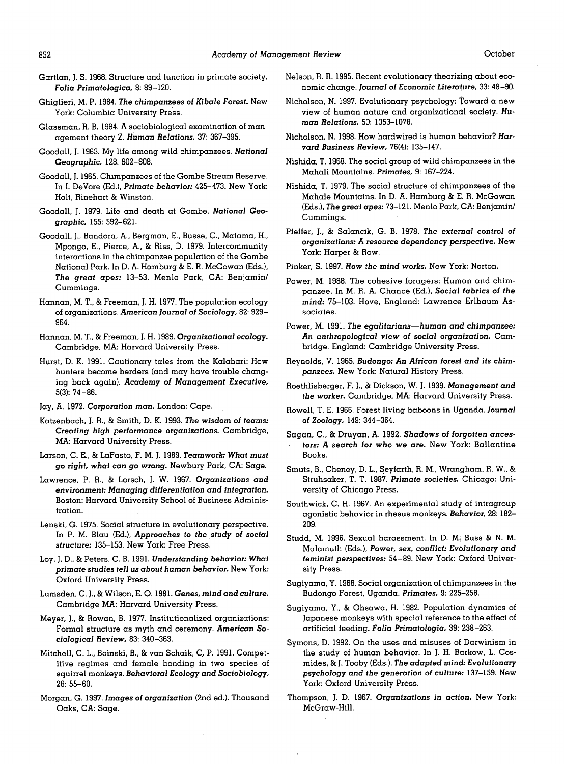Gartlan, J. S. 1968. Structure and function in primate society. *Folia Primatologica*, 8: 89–120.

Ghiglieri, M. P. 1984. *The chimpanzees of Kibale Forest*. New York: Columbia University Press.

Glassman, R. B. 1984. A sociobiological examination of management theory Z. *Human Relations*, 37: 367–395.

Goodall, J. 1963. My life among wild chimpanzees. *National Geographic*, 128: 802–808.

Goodall, J. 1965. Chimpanzees of the Gombe Stream Reserve. In I. DeVore (Ed.), *Primate behavior:* 425–473. New York: Holt, Rinehart & Winston.

Goodall, J. 1979. Life and death at Gombe. *National Geographic*, 155: 592–621.

Goodall, J., Bandora, A., Bergman, E., Busse, C., Matama, H., Mpongo, E., Pierce, A., & Riss, D. 1979. Intercommunity interactions in the chimpanzee population of the Gombe National Park. In D. A. Hamburg & E. R. McGowan (Eds.), *The great apes:* 13–53. Menlo Park, CA: Benjamin/Cummings.

Hannan, M. T., & Freeman, J. H. 1977. The population ecology of organizations. *American Journal of Sociology*, 82: 929–964.

Hannan, M. T., & Freeman, J. H. 1989. *Organizational ecology*. Cambridge, MA: Harvard University Press.

Hurst, D. K. 1991. Cautionary tales from the Kalahari: How hunters become herders (and may have trouble changing back again). *Academy of Management Executive*, 5(3): 74–86.

Jay, A. 1972. *Corporation man*. London: Cape.

Katzenbach, J. R., & Smith, D. K. 1993. *The wisdom of teams: Creating high performance organizations*. Cambridge, MA: Harvard University Press.

Larson, C. E., & LaFasto, F. M. J. 1989. *Teamwork: What must go right, what can go wrong*. Newbury Park, CA: Sage.

Lawrence, P. R., & Lorsch, J. W. 1967. *Organizations and environment: Managing differentiation and integration*. Boston: Harvard University School of Business Administration.

Lenski, G. 1975. Social structure in evolutionary perspective. In P. M. Blau (Ed.), *Approaches to the study of social structure:* 135–153. New York: Free Press.

Loy, J. D., & Peters, C. B. 1991. *Understanding behavior: What primate studies tell us about human behavior*. New York: Oxford University Press.

Lumsden, C. J., & Wilson, E. O. 1981. *Genes, mind and culture*. Cambridge MA: Harvard University Press.

Meyer, J., & Rowan, B. 1977. Institutionalized organizations: Formal structure as myth and ceremony. *American Sociological Review*, 83: 340–363.

Mitchell, C. L., Boinski, B., & van Schaik, C. P. 1991. Competitive regimes and female bonding in two species of squirrel monkeys. *Behavioral Ecology and Sociobiology*, 28: 55–60.

Morgan, G. 1997. *Images of organization* (2nd ed.). Thousand Oaks, CA: Sage.

Nelson, R. R. 1995. Recent evolutionary theorizing about economic change. *Journal of Economic Literature*, 33: 48–90.

Nicholson, N. 1997. Evolutionary psychology: Toward a new view of human nature and organizational society. *Human Relations*, 50: 1053–1078.

Nicholson, N. 1998. How hardwired is human behavior? *Harvard Business Review*, 76(4): 135–147.

Nishida, T. 1968. The social group of wild chimpanzees in the Mahali Mountains. *Primates*, 9: 167–224.

Nishida, T. 1979. The social structure of chimpanzees of the Mahale Mountains. In D. A. Hamburg & E. R. McGowan (Eds.), *The great apes:* 73–121. Menlo Park, CA: Benjamin/Cummings.

Pfeffer, J., & Salancik, G. B. 1978. *The external control of organizations: A resource dependency perspective*. New York: Harper & Row.

Pinker, S. 1997. *How the mind works*. New York: Norton.

Power, M. 1988. The cohesive foragers: Human and chimpanzee. In M. R. A. Chance (Ed.), *Social fabrics of the mind:* 75–103. Hove, England: Lawrence Erlbaum Associates.

Power, M. 1991. *The egalitarians—human and chimpanzee: An anthropological view of social organization*. Cambridge, England: Cambridge University Press.

Reynolds, V. 1965. *Budongo: An African forest and its chimpanzees*. New York: Natural History Press.

Roethlisberger, F. J., & Dickson, W. J. 1939. *Management and the worker*. Cambridge, MA: Harvard University Press.

Rowell, T. E. 1966. Forest living baboons in Uganda. *Journal of Zoology*, 149: 344–364.

Sagan, C., & Druyan, A. 1992. *Shadows of forgotten ancestors: A search for who we are*. New York: Ballantine Books.

Smuts, B., Cheney, D. L., Seyfarth, R. M., Wrangham, R. W., & Struhsaker, T. T. 1987. *Primate societies*. Chicago: University of Chicago Press.

Southwick, C. H. 1967. An experimental study of intragroup agonistic behavior in rhesus monkeys. *Behavior*, 28: 182–209.

Studd, M. 1996. Sexual harassment. In D. M. Buss & N. M. Malamuth (Eds.), *Power, sex, conflict: Evolutionary and feminist perspectives:* 54–89. New York: Oxford University Press.

Sugiyama, Y. 1968. Social organization of chimpanzees in the Budongo Forest, Uganda. *Primates*, 9: 225–258.

Sugiyama, Y., & Ohsawa, H. 1982. Population dynamics of Japanese monkeys with special reference to the effect of artificial feeding. *Folia Primatologia*, 39: 238–263.

Symons, D. 1992. On the uses and misuses of Darwinism in the study of human behavior. In J. H. Barkow, L. Cosmides, & J. Tooby (Eds.), *The adapted mind: Evolutionary psychology and the generation of culture:* 137–159. New York: Oxford University Press.

Thompson, J. D. 1967. *Organizations in action*. New York: McGraw-Hill.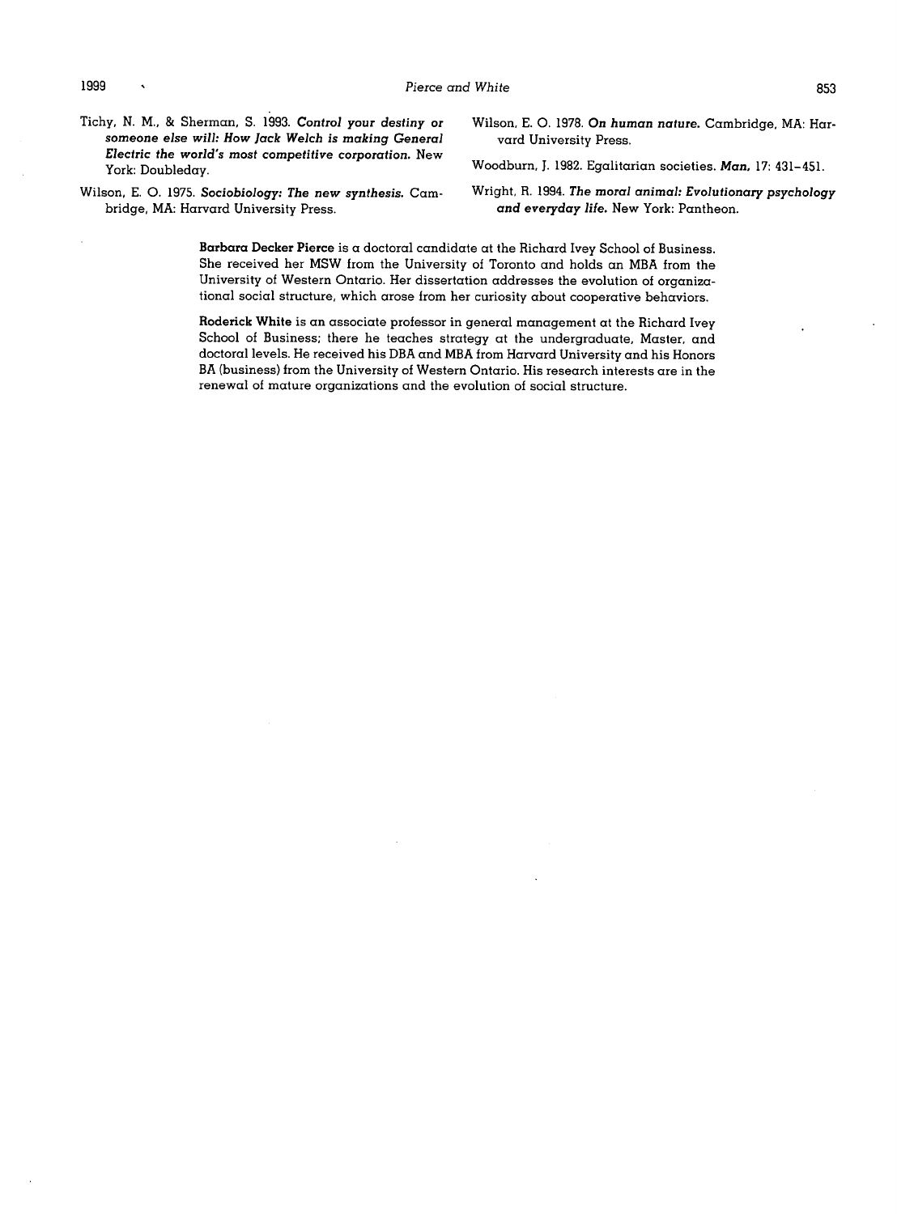Tichy, N. M., & Sherman, S. 1993. **Control your destiny or someone else will: How Jack Welch is making General Electric the world's most competitive corporation.** New York: Doubleday.

Wilson, E. O. 1975. **Sociobiology: The new synthesis.** Cambridge, MA: Harvard University Press.

Wilson, E. O. 1978. **On human nature.** Cambridge, MA: Harvard University Press.

Woodburn, J. 1982. Egalitarian societies. **Man,** 17: 431–451.

Wright, R. 1994. **The moral animal: Evolutionary psychology and everyday life.** New York: Pantheon.

**Barbara Decker Pierce** is a doctoral candidate at the Richard Ivey School of Business. She received her MSW from the University of Toronto and holds an MBA from the University of Western Ontario. Her dissertation addresses the evolution of organizational social structure, which arose from her curiosity about cooperative behaviors.

**Roderick White** is an associate professor in general management at the Richard Ivey School of Business; there he teaches strategy at the undergraduate, Master, and doctoral levels. He received his DBA and MBA from Harvard University and his Honors BA (business) from the University of Western Ontario. His research interests are in the renewal of mature organizations and the evolution of social structure.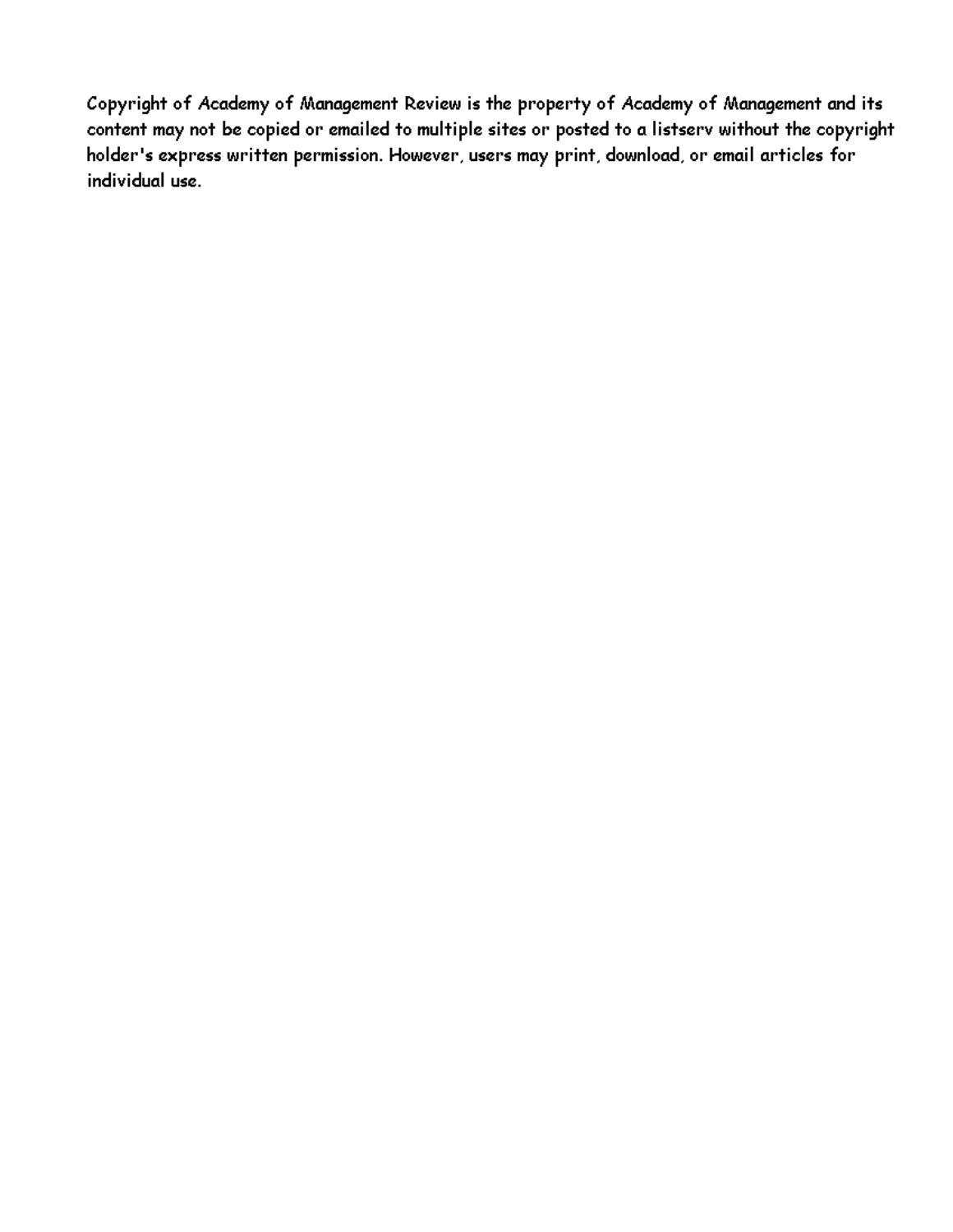Copyright of Academy of Management Review is the property of Academy of Management and its content may not be copied or emailed to multiple sites or posted to a listserv without the copyright holder's express written permission. However, users may print, download, or email articles for individual use.